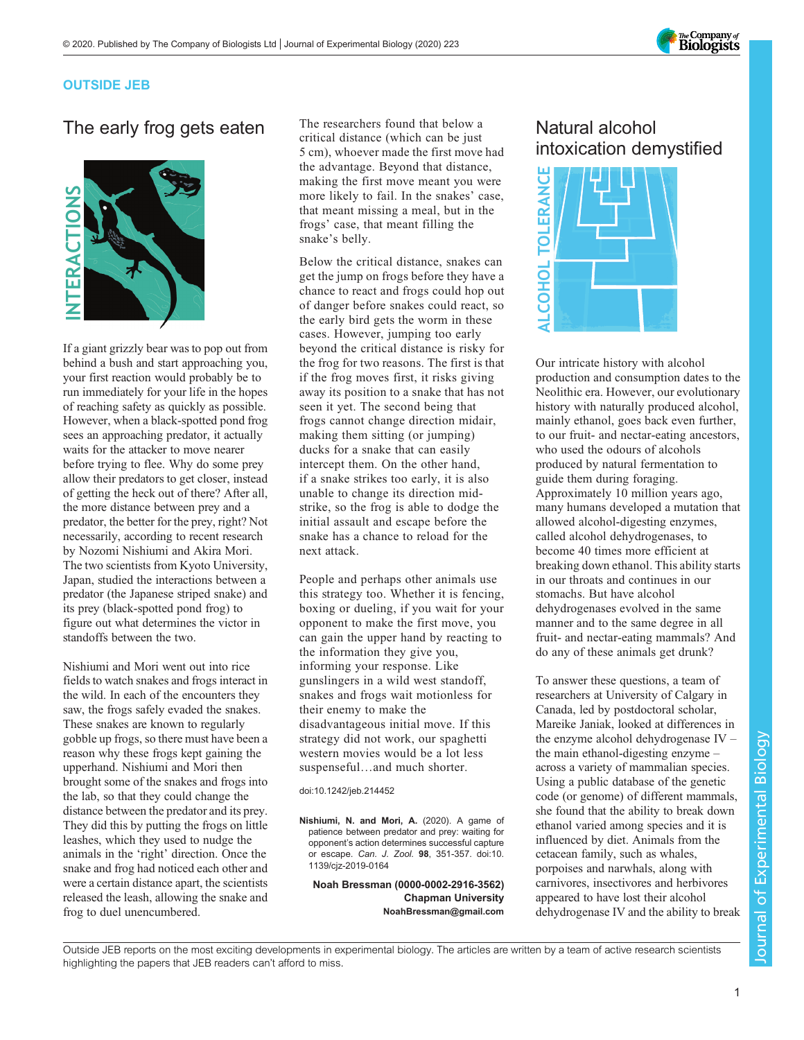OUTSIDE JEB

## The early frog gets eaten

INTERACTIONS

If a giant grizzly bear was to pop out from behind a bush and start approaching you, your first reaction would probably be to run immediately for your life in the hopes of reaching safety as quickly as possible. However, when a black-spotted pond frog sees an approaching predator, it actually waits for the attacker to move nearer before trying to flee. Why do some prey allow their predators to get closer, instead of getting the heck out of there? After all, the more distance between prey and a predator, the better for the prey, right? Not necessarily, according to recent research by Nozomi Nishiumi and Akira Mori. The two scientists from Kyoto University, Japan, studied the interactions between a predator (the Japanese striped snake) and its prey (black-spotted pond frog) to figure out what determines the victor in standoffs between the two.

Nishiumi and Mori went out into rice fields to watch snakes and frogs interact in the wild. In each of the encounters they saw, the frogs safely evaded the snakes. These snakes are known to regularly gobble up frogs, so there must have been a reason why these frogs kept gaining the upperhand. Nishiumi and Mori then brought some of the snakes and frogs into the lab, so that they could change the distance between the predator and its prey. They did this by putting the frogs on little leashes, which they used to nudge the animals in the 'right' direction. Once the snake and frog had noticed each other and were a certain distance apart, the scientists released the leash, allowing the snake and frog to duel unencumbered.

The researchers found that below a critical distance (which can be just 5 cm), whoever made the first move had the advantage. Beyond that distance, making the first move meant you were more likely to fail. In the snakes' case, that meant missing a meal, but in the frogs' case, that meant filling the snake's belly.

Below the critical distance, snakes can get the jump on frogs before they have a chance to react and frogs could hop out of danger before snakes could react, so the early bird gets the worm in these cases. However, jumping too early beyond the critical distance is risky for the frog for two reasons. The first is that if the frog moves first, it risks giving away its position to a snake that has not seen it yet. The second being that frogs cannot change direction midair, making them sitting (or jumping) ducks for a snake that can easily intercept them. On the other hand, if a snake strikes too early, it is also unable to change its direction mid-strike, so the frog is able to dodge the initial assault and escape before the snake has a chance to reload for the next attack.

People and perhaps other animals use this strategy too. Whether it is fencing, boxing or dueling, if you wait for your opponent to make the first move, you can gain the upper hand by reacting to the information they give you, informing your response. Like gunslingers in a wild west standoff, snakes and frogs wait motionless for their enemy to make the disadvantageous initial move. If this strategy did not work, our spaghetti western movies would be a lot less suspenseful…and much shorter.

doi:10.1242/jeb.214452

**Nishiumi, N. and Mori, A.** (2020). A game of patience between predator and prey: waiting for opponent's action determines successful capture or escape. *Can. J. Zool.* **98**, 351-357. doi:10.1139/cjz-2019-0164

**Noah Bressman (0000-0002-2916-3562)**
**Chapman University**
**NoahBressman@gmail.com**

## Natural alcohol intoxication demystified

ALCOHOL TOLERANCE

Our intricate history with alcohol production and consumption dates to the Neolithic era. However, our evolutionary history with naturally produced alcohol, mainly ethanol, goes back even further, to our fruit- and nectar-eating ancestors, who used the odours of alcohols produced by natural fermentation to guide them during foraging. Approximately 10 million years ago, many humans developed a mutation that allowed alcohol-digesting enzymes, called alcohol dehydrogenases, to become 40 times more efficient at breaking down ethanol. This ability starts in our throats and continues in our stomachs. But have alcohol dehydrogenases evolved in the same manner and to the same degree in all fruit- and nectar-eating mammals? And do any of these animals get drunk?

To answer these questions, a team of researchers at University of Calgary in Canada, led by postdoctoral scholar, Mareike Janiak, looked at differences in the enzyme alcohol dehydrogenase IV – the main ethanol-digesting enzyme – across a variety of mammalian species. Using a public database of the genetic code (or genome) of different mammals, she found that the ability to break down ethanol varied among species and it is influenced by diet. Animals from the cetacean family, such as whales, porpoises and narwhals, along with carnivores, insectivores and herbivores appeared to have lost their alcohol dehydrogenase IV and the ability to break

Outside JEB reports on the most exciting developments in experimental biology. The articles are written by a team of active research scientists highlighting the papers that JEB readers can't afford to miss.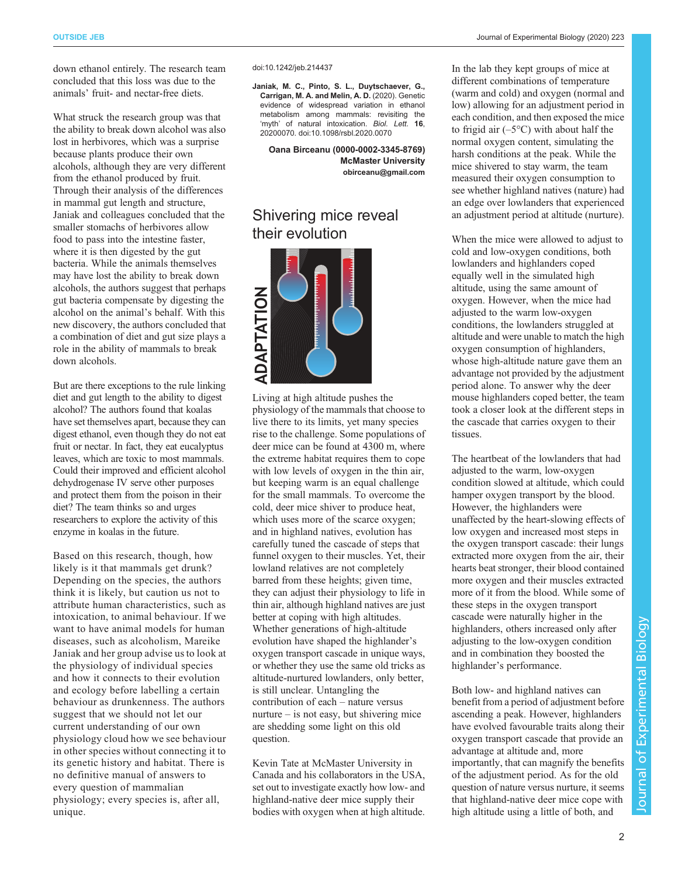down ethanol entirely. The research team concluded that this loss was due to the animals' fruit- and nectar-free diets.

What struck the research group was that the ability to break down alcohol was also lost in herbivores, which was a surprise because plants produce their own alcohols, although they are very different from the ethanol produced by fruit. Through their analysis of the differences in mammal gut length and structure, Janiak and colleagues concluded that the smaller stomachs of herbivores allow food to pass into the intestine faster, where it is then digested by the gut bacteria. While the animals themselves may have lost the ability to break down alcohols, the authors suggest that perhaps gut bacteria compensate by digesting the alcohol on the animal's behalf. With this new discovery, the authors concluded that a combination of diet and gut size plays a role in the ability of mammals to break down alcohols.

But are there exceptions to the rule linking diet and gut length to the ability to digest alcohol? The authors found that koalas have set themselves apart, because they can digest ethanol, even though they do not eat fruit or nectar. In fact, they eat eucalyptus leaves, which are toxic to most mammals. Could their improved and efficient alcohol dehydrogenase IV serve other purposes and protect them from the poison in their diet? The team thinks so and urges researchers to explore the activity of this enzyme in koalas in the future.

Based on this research, though, how likely is it that mammals get drunk? Depending on the species, the authors think it is likely, but caution us not to attribute human characteristics, such as intoxication, to animal behaviour. If we want to have animal models for human diseases, such as alcoholism, Mareike Janiak and her group advise us to look at the physiology of individual species and how it connects to their evolution and ecology before labelling a certain behaviour as drunkenness. The authors suggest that we should not let our current understanding of our own physiology cloud how we see behaviour in other species without connecting it to its genetic history and habitat. There is no definitive manual of answers to every question of mammalian physiology; every species is, after all, unique.

doi:10.1242/jeb.214437

**Janiak, M. C., Pinto, S. L., Duytschaever, G., Carrigan, M. A. and Melin, A. D.** (2020). Genetic evidence of widespread variation in ethanol metabolism among mammals: revisiting the 'myth' of natural intoxication. *Biol. Lett.* **16**, 20200070. doi:10.1098/rsbl.2020.0070

**Oana Birceanu (0000-0002-3345-8769)**
**McMaster University**
**obirceanu@gmail.com**

## Shivering mice reveal their evolution

ADAPTATION

Living at high altitude pushes the physiology of the mammals that choose to live there to its limits, yet many species rise to the challenge. Some populations of deer mice can be found at 4300 m, where the extreme habitat requires them to cope with low levels of oxygen in the thin air, but keeping warm is an equal challenge for the small mammals. To overcome the cold, deer mice shiver to produce heat, which uses more of the scarce oxygen; and in highland natives, evolution has carefully tuned the cascade of steps that funnel oxygen to their muscles. Yet, their lowland relatives are not completely barred from these heights; given time, they can adjust their physiology to life in thin air, although highland natives are just better at coping with high altitudes. Whether generations of high-altitude evolution have shaped the highlander's oxygen transport cascade in unique ways, or whether they use the same old tricks as altitude-nurtured lowlanders, only better, is still unclear. Untangling the contribution of each – nature versus nurture – is not easy, but shivering mice are shedding some light on this old question.

Kevin Tate at McMaster University in Canada and his collaborators in the USA, set out to investigate exactly how low- and highland-native deer mice supply their bodies with oxygen when at high altitude. In the lab they kept groups of mice at different combinations of temperature (warm and cold) and oxygen (normal and low) allowing for an adjustment period in each condition, and then exposed the mice to frigid air (−5°C) with about half the normal oxygen content, simulating the harsh conditions at the peak. While the mice shivered to stay warm, the team measured their oxygen consumption to see whether highland natives (nature) had an edge over lowlanders that experienced an adjustment period at altitude (nurture).

When the mice were allowed to adjust to cold and low-oxygen conditions, both lowlanders and highlanders coped equally well in the simulated high altitude, using the same amount of oxygen. However, when the mice had adjusted to the warm low-oxygen conditions, the lowlanders struggled at altitude and were unable to match the high oxygen consumption of highlanders, whose high-altitude nature gave them an advantage not provided by the adjustment period alone. To answer why the deer mouse highlanders coped better, the team took a closer look at the different steps in the cascade that carries oxygen to their tissues.

The heartbeat of the lowlanders that had adjusted to the warm, low-oxygen condition slowed at altitude, which could hamper oxygen transport by the blood. However, the highlanders were unaffected by the heart-slowing effects of low oxygen and increased most steps in the oxygen transport cascade: their lungs extracted more oxygen from the air, their hearts beat stronger, their blood contained more oxygen and their muscles extracted more of it from the blood. While some of these steps in the oxygen transport cascade were naturally higher in the highlanders, others increased only after adjusting to the low-oxygen condition and in combination they boosted the highlander's performance.

Both low- and highland natives can benefit from a period of adjustment before ascending a peak. However, highlanders have evolved favourable traits along their oxygen transport cascade that provide an advantage at altitude and, more importantly, that can magnify the benefits of the adjustment period. As for the old question of nature versus nurture, it seems that highland-native deer mice cope with high altitude using a little of both, and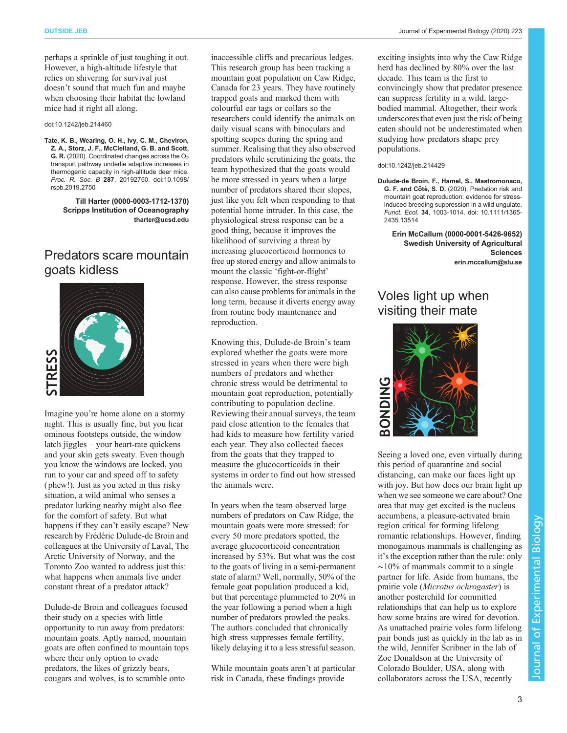perhaps a sprinkle of just toughing it out. However, a high-altitude lifestyle that relies on shivering for survival just doesn't sound that much fun and maybe when choosing their habitat the lowland mice had it right all along.

doi:10.1242/jeb.214460

**Tate, K. B., Wearing, O. H., Ivy, C. M., Cheviron, Z. A., Storz, J. F., McClelland, G. B. and Scott, G. R.** (2020). Coordinated changes across the $O_2$ transport pathway underlie adaptive increases in thermogenic capacity in high-altitude deer mice. *Proc. R. Soc. B* **287**, 20192750. doi:10.1098/rspb.2019.2750

**Till Harter (0000-0003-1712-1370)**
**Scripps Institution of Oceanography**
**tharter@ucsd.edu**

## Predators scare mountain goats kidless

STRESS

Imagine you're home alone on a stormy night. This is usually fine, but you hear ominous footsteps outside, the window latch jiggles – your heart-rate quickens and your skin gets sweaty. Even though you know the windows are locked, you run to your car and speed off to safety (phew!). Just as you acted in this risky situation, a wild animal who senses a predator lurking nearby might also flee for the comfort of safety. But what happens if they can't easily escape? New research by Frédéric Dulude-de Broin and colleagues at the University of Laval, The Arctic University of Norway, and the Toronto Zoo wanted to address just this: what happens when animals live under constant threat of a predator attack?

Dulude-de Broin and colleagues focused their study on a species with little opportunity to run away from predators: mountain goats. Aptly named, mountain goats are often confined to mountain tops where their only option to evade predators, the likes of grizzly bears, cougars and wolves, is to scramble onto inaccessible cliffs and precarious ledges. This research group has been tracking a mountain goat population on Caw Ridge, Canada for 23 years. They have routinely trapped goats and marked them with colourful ear tags or collars so the researchers could identify the animals on daily visual scans with binoculars and spotting scopes during the spring and summer. Realising that they also observed predators while scrutinizing the goats, the team hypothesized that the goats would be more stressed in years when a large number of predators shared their slopes, just like you felt when responding to that potential home intruder. In this case, the physiological stress response can be a good thing, because it improves the likelihood of surviving a threat by increasing glucocorticoid hormones to free up stored energy and allow animals to mount the classic 'fight-or-flight' response. However, the stress response can also cause problems for animals in the long term, because it diverts energy away from routine body maintenance and reproduction.

Knowing this, Dulude-de Broin's team explored whether the goats were more stressed in years when there were high numbers of predators and whether chronic stress would be detrimental to mountain goat reproduction, potentially contributing to population decline. Reviewing their annual surveys, the team paid close attention to the females that had kids to measure how fertility varied each year. They also collected faeces from the goats that they trapped to measure the glucocorticoids in their systems in order to find out how stressed the animals were.

In years when the team observed large numbers of predators on Caw Ridge, the mountain goats were more stressed: for every 50 more predators spotted, the average glucocorticoid concentration increased by 53%. But what was the cost to the goats of living in a semi-permanent state of alarm? Well, normally, 50% of the female goat population produced a kid, but that percentage plummeted to 20% in the year following a period when a high number of predators prowled the peaks. The authors concluded that chronically high stress suppresses female fertility, likely delaying it to a less stressful season.

While mountain goats aren't at particular risk in Canada, these findings provide exciting insights into why the Caw Ridge herd has declined by 80% over the last decade. This team is the first to convincingly show that predator presence can suppress fertility in a wild, large-bodied mammal. Altogether, their work underscores that even just the risk of being eaten should not be underestimated when studying how predators shape prey populations.

doi:10.1242/jeb.214429

**Dulude-de Broin, F., Hamel, S., Mastromonaco, G. F. and Côté, S. D.** (2020). Predation risk and mountain goat reproduction: evidence for stress-induced breeding suppression in a wild ungulate. *Funct. Ecol.* **34**, 1003-1014. doi: 10.1111/1365-2435.13514

**Erin McCallum (0000-0001-5426-9652)**
**Swedish University of Agricultural Sciences**
**erin.mccallum@slu.se**

## Voles light up when visiting their mate

BONDING

Seeing a loved one, even virtually during this period of quarantine and social distancing, can make our faces light up with joy. But how does our brain light up when we see someone we care about? One area that may get excited is the nucleus accumbens, a pleasure-activated brain region critical for forming lifelong romantic relationships. However, finding monogamous mammals is challenging as it's the exception rather than the rule: only ∼10% of mammals commit to a single partner for life. Aside from humans, the prairie vole (*Microtus ochrogaster*) is another posterchild for committed relationships that can help us to explore how some brains are wired for devotion. As unattached prairie voles form lifelong pair bonds just as quickly in the lab as in the wild, Jennifer Scribner in the lab of Zoe Donaldson at the University of Colorado Boulder, USA, along with collaborators across the USA, recently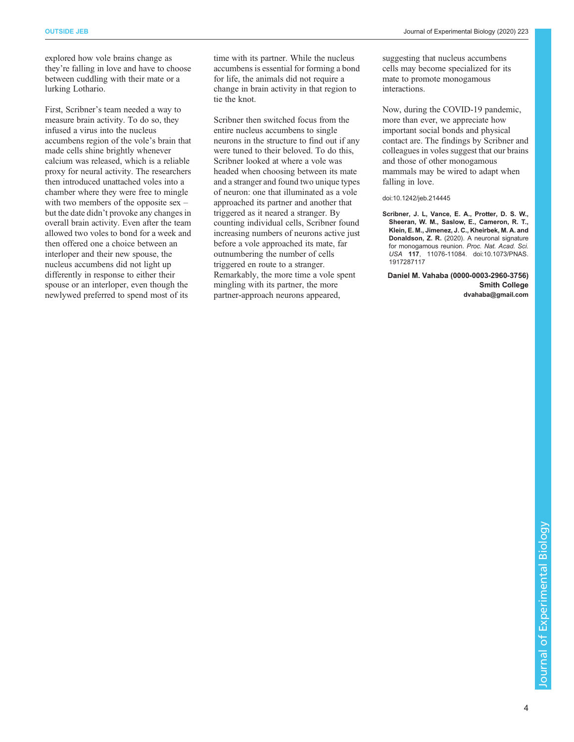explored how vole brains change as they're falling in love and have to choose between cuddling with their mate or a lurking Lothario.

First, Scribner's team needed a way to measure brain activity. To do so, they infused a virus into the nucleus accumbens region of the vole's brain that made cells shine brightly whenever calcium was released, which is a reliable proxy for neural activity. The researchers then introduced unattached voles into a chamber where they were free to mingle with two members of the opposite sex – but the date didn't provoke any changes in overall brain activity. Even after the team allowed two voles to bond for a week and then offered one a choice between an interloper and their new spouse, the nucleus accumbens did not light up differently in response to either their spouse or an interloper, even though the newlywed preferred to spend most of its time with its partner. While the nucleus accumbens is essential for forming a bond for life, the animals did not require a change in brain activity in that region to tie the knot.

Scribner then switched focus from the entire nucleus accumbens to single neurons in the structure to find out if any were tuned to their beloved. To do this, Scribner looked at where a vole was headed when choosing between its mate and a stranger and found two unique types of neuron: one that illuminated as a vole approached its partner and another that triggered as it neared a stranger. By counting individual cells, Scribner found increasing numbers of neurons active just before a vole approached its mate, far outnumbering the number of cells triggered en route to a stranger. Remarkably, the more time a vole spent mingling with its partner, the more partner-approach neurons appeared, suggesting that nucleus accumbens cells may become specialized for its mate to promote monogamous interactions.

Now, during the COVID-19 pandemic, more than ever, we appreciate how important social bonds and physical contact are. The findings by Scribner and colleagues in voles suggest that our brains and those of other monogamous mammals may be wired to adapt when falling in love.

doi:10.1242/jeb.214445

**Scribner, J. L, Vance, E. A., Protter, D. S. W., Sheeran, W. M., Saslow, E., Cameron, R. T., Klein, E. M., Jimenez, J. C., Kheirbek, M. A. and Donaldson, Z. R.** (2020). A neuronal signature for monogamous reunion. *Proc. Nat. Acad. Sci. USA* **117**, 11076-11084. doi:10.1073/PNAS.1917287117

**Daniel M. Vahaba (0000-0003-2960-3756)**
**Smith College**
**dvahaba@gmail.com**